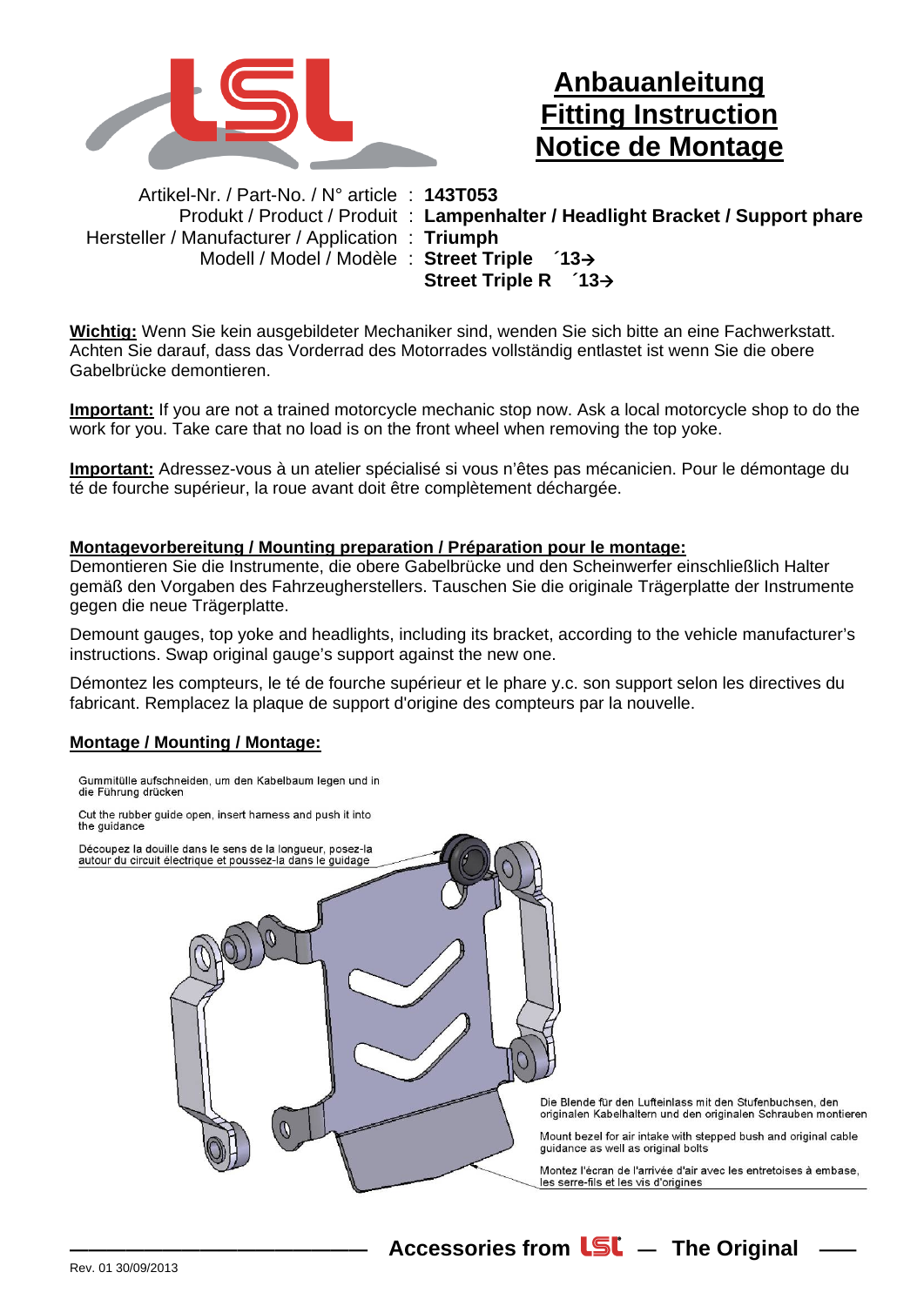# Anbauanleitung
# Fitting Instruction
# Notice de Montage

| | |
|---|---|
| Artikel-Nr. / Part-No. / N° article : | **143T053** |
| Produkt / Product / Produit : | **Lampenhalter / Headlight Bracket / Support phare** |
| Hersteller / Manufacturer / Application : | **Triumph** |
| Modell / Model / Modèle : | **Street Triple ´13→** |
| | **Street Triple R ´13→** |

**Wichtig:** Wenn Sie kein ausgebildeter Mechaniker sind, wenden Sie sich bitte an eine Fachwerkstatt. Achten Sie darauf, dass das Vorderrad des Motorrades vollständig entlastet ist wenn Sie die obere Gabelbrücke demontieren.

**Important:** If you are not a trained motorcycle mechanic stop now. Ask a local motorcycle shop to do the work for you. Take care that no load is on the front wheel when removing the top yoke.

**Important:** Adressez-vous à un atelier spécialisé si vous n'êtes pas mécanicien. Pour le démontage du té de fourche supérieur, la roue avant doit être complètement déchargée.

## Montagevorbereitung / Mounting preparation / Préparation pour le montage:

Demontieren Sie die Instrumente, die obere Gabelbrücke und den Scheinwerfer einschließlich Halter gemäß den Vorgaben des Fahrzeugherstellers. Tauschen Sie die originale Trägerplatte der Instrumente gegen die neue Trägerplatte.

Demount gauges, top yoke and headlights, including its bracket, according to the vehicle manufacturer's instructions. Swap original gauge's support against the new one.

Démontez les compteurs, le té de fourche supérieur et le phare y.c. son support selon les directives du fabricant. Remplacez la plaque de support d'origine des compteurs par la nouvelle.

## Montage / Mounting / Montage:

Gummitülle aufschneiden, um den Kabelbaum legen und in die Führung drücken

Cut the rubber guide open, insert harness and push it into the guidance

Découpez la douille dans le sens de la longueur, posez-la autour du circuit électrique et poussez-la dans le guidage

Die Blende für den Lufteinlass mit den Stufenbuchsen, den originalen Kabelhaltern und den originalen Schrauben montieren

Mount bezel for air intake with stepped bush and original cable guidance as well as original bolts

Montez l'écran de l'arrivée d'air avec les entretoises à embase, les serre-fils et les vis d'origines

Accessories from LSL — The Original

Rev. 01 30/09/2013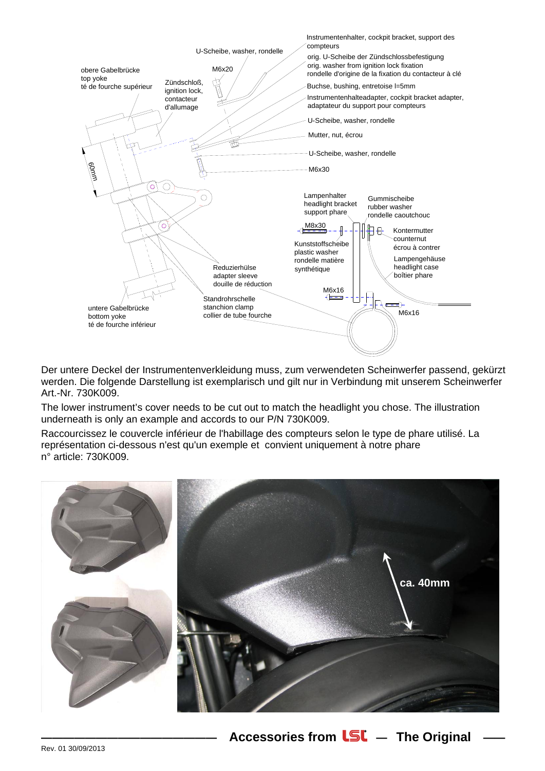Instrumentenhalter, cockpit bracket, support des compteurs

U-Scheibe, washer, rondelle

orig. U-Scheibe der Zündschlossbefestigung
orig. washer from ignition lock fixation
rondelle d'origine de la fixation du contacteur à clé

M6x20

obere Gabelbrücke
top yoke
té de fourche supérieur

Zündschloß,
ignition lock,
contacteur
d'allumage

Buchse, bushing, entretoise l=5mm

Instrumentenhalteadapter, cockpit bracket adapter,
adaptateur du support pour compteurs

U-Scheibe, washer, rondelle

Mutter, nut, écrou

U-Scheibe, washer, rondelle

60mm

M6x30

Lampenhalter
headlight bracket
support phare

Gummischeibe
rubber washer
rondelle caoutchouc

M8x30

Kontermutter
counternut
écrou à contrer

Kunststoffscheibe
plastic washer
rondelle matière
synthétique

Lampengehäuse
headlight case
boîtier phare

Reduzierhülse
adapter sleeve
douille de réduction

M6x16

Standrohrschelle
stanchion clamp
collier de tube fourche

M6x16

untere Gabelbrücke
bottom yoke
té de fourche inférieur

Der untere Deckel der Instrumentenverkleidung muss, zum verwendeten Scheinwerfer passend, gekürzt werden. Die folgende Darstellung ist exemplarisch und gilt nur in Verbindung mit unserem Scheinwerfer Art.-Nr. 730K009.

The lower instrument's cover needs to be cut out to match the headlight you chose. The illustration underneath is only an example and accords to our P/N 730K009.

Raccourcissez le couvercle inférieur de l'habillage des compteurs selon le type de phare utilisé. La représentation ci-dessous n'est qu'un exemple et convient uniquement à notre phare n° article: 730K009.

ca. 40mm

**Accessories from LSL — The Original**

Rev. 01 30/09/2013